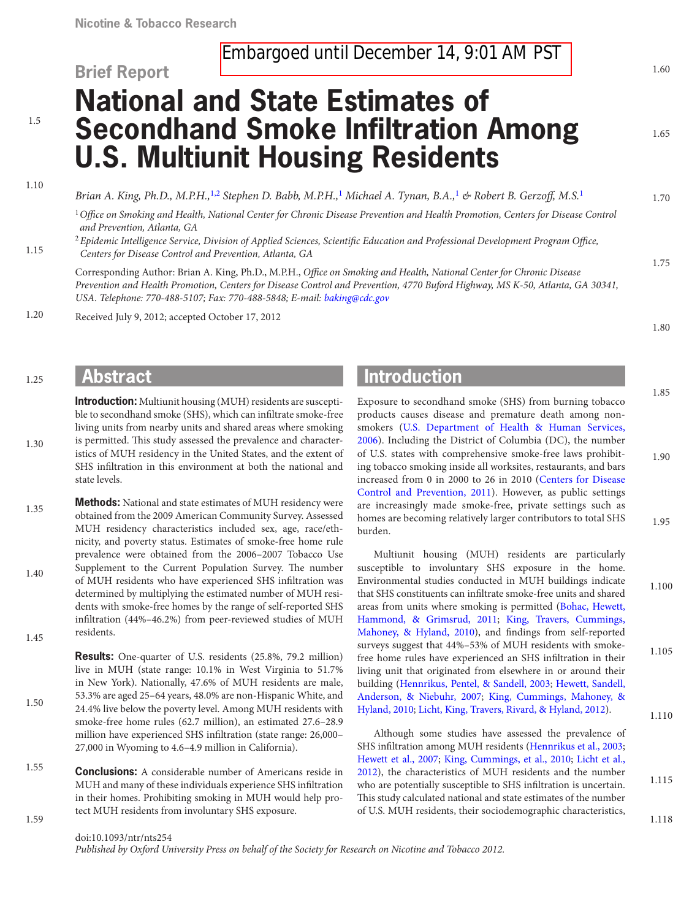Embargoed until December 14, 9:01 AM PST

Brief Report

# National and State Estimates of Secondhand Smoke Infiltration Among U.S. Multiunit Housing Residents

*Brian A. King, Ph.D., M.P.H.,[1,2] Stephen D. Babb, M.P.H.,[1] Michael A. Tynan, B.A.,[1] & Robert B. Gerzoff, M.S.[1]*

[1] *Office on Smoking and Health, National Center for Chronic Disease Prevention and Health Promotion, Centers for Disease Control and Prevention, Atlanta, GA*

[2] *Epidemic Intelligence Service, Division of Applied Sciences, Scientific Education and Professional Development Program Office, Centers for Disease Control and Prevention, Atlanta, GA*

Corresponding Author: Brian A. King, Ph.D., M.P.H., *Office on Smoking and Health, National Center for Chronic Disease Prevention and Health Promotion, Centers for Disease Control and Prevention, 4770 Buford Highway, MS K-50, Atlanta, GA 30341, USA. Telephone: 770-488-5107; Fax: 770-488-5848; E-mail: baking@cdc.gov*

Received July 9, 2012; accepted October 17, 2012

## Abstract

**Introduction:** Multiunit housing (MUH) residents are susceptible to secondhand smoke (SHS), which can infiltrate smoke-free living units from nearby units and shared areas where smoking is permitted. This study assessed the prevalence and characteristics of MUH residency in the United States, and the extent of SHS infiltration in this environment at both the national and state levels.

**Methods:** National and state estimates of MUH residency were obtained from the 2009 American Community Survey. Assessed MUH residency characteristics included sex, age, race/ethnicity, and poverty status. Estimates of smoke-free home rule prevalence were obtained from the 2006–2007 Tobacco Use Supplement to the Current Population Survey. The number of MUH residents who have experienced SHS infiltration was determined by multiplying the estimated number of MUH residents with smoke-free homes by the range of self-reported SHS infiltration (44%–46.2%) from peer-reviewed studies of MUH residents.

**Results:** One-quarter of U.S. residents (25.8%, 79.2 million) live in MUH (state range: 10.1% in West Virginia to 51.7% in New York). Nationally, 47.6% of MUH residents are male, 53.3% are aged 25–64 years, 48.0% are non-Hispanic White, and 24.4% live below the poverty level. Among MUH residents with smoke-free home rules (62.7 million), an estimated 27.6–28.9 million have experienced SHS infiltration (state range: 26,000–27,000 in Wyoming to 4.6–4.9 million in California).

**Conclusions:** A considerable number of Americans reside in MUH and many of these individuals experience SHS infiltration in their homes. Prohibiting smoking in MUH would help protect MUH residents from involuntary SHS exposure.

## Introduction

Exposure to secondhand smoke (SHS) from burning tobacco products causes disease and premature death among nonsmokers (U.S. Department of Health & Human Services, 2006). Including the District of Columbia (DC), the number of U.S. states with comprehensive smoke-free laws prohibiting tobacco smoking inside all worksites, restaurants, and bars increased from 0 in 2000 to 26 in 2010 (Centers for Disease Control and Prevention, 2011). However, as public settings are increasingly made smoke-free, private settings such as homes are becoming relatively larger contributors to total SHS burden.

Multiunit housing (MUH) residents are particularly susceptible to involuntary SHS exposure in the home. Environmental studies conducted in MUH buildings indicate that SHS constituents can infiltrate smoke-free units and shared areas from units where smoking is permitted (Bohac, Hewett, Hammond, & Grimsrud, 2011; King, Travers, Cummings, Mahoney, & Hyland, 2010), and findings from self-reported surveys suggest that 44%–53% of MUH residents with smoke-free home rules have experienced an SHS infiltration in their living unit that originated from elsewhere in or around their building (Hennrikus, Pentel, & Sandell, 2003; Hewett, Sandell, Anderson, & Niebuhr, 2007; King, Cummings, Mahoney, & Hyland, 2010; Licht, King, Travers, Rivard, & Hyland, 2012).

Although some studies have assessed the prevalence of SHS infiltration among MUH residents (Hennrikus et al., 2003; Hewett et al., 2007; King, Cummings, et al., 2010; Licht et al., 2012), the characteristics of MUH residents and the number who are potentially susceptible to SHS infiltration is uncertain. This study calculated national and state estimates of the number of U.S. MUH residents, their sociodemographic characteristics,

doi:10.1093/ntr/nts254

*Published by Oxford University Press on behalf of the Society for Research on Nicotine and Tobacco 2012.*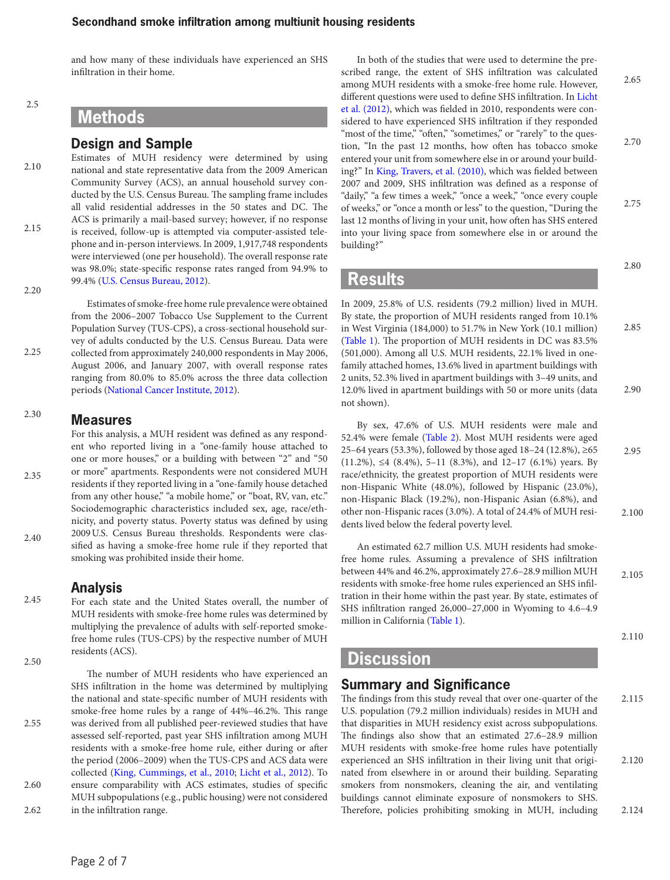and how many of these individuals have experienced an SHS infiltration in their home.

# Methods

## Design and Sample

Estimates of MUH residency were determined by using national and state representative data from the 2009 American Community Survey (ACS), an annual household survey conducted by the U.S. Census Bureau. The sampling frame includes all valid residential addresses in the 50 states and DC. The ACS is primarily a mail-based survey; however, if no response is received, follow-up is attempted via computer-assisted telephone and in-person interviews. In 2009, 1,917,748 respondents were interviewed (one per household). The overall response rate was 98.0%; state-specific response rates ranged from 94.9% to 99.4% (U.S. Census Bureau, 2012).

Estimates of smoke-free home rule prevalence were obtained from the 2006–2007 Tobacco Use Supplement to the Current Population Survey (TUS-CPS), a cross-sectional household survey of adults conducted by the U.S. Census Bureau. Data were collected from approximately 240,000 respondents in May 2006, August 2006, and January 2007, with overall response rates ranging from 80.0% to 85.0% across the three data collection periods (National Cancer Institute, 2012).

## Measures

For this analysis, a MUH resident was defined as any respondent who reported living in a "one-family house attached to one or more houses," or a building with between "2" and "50 or more" apartments. Respondents were not considered MUH residents if they reported living in a "one-family house detached from any other house," "a mobile home," or "boat, RV, van, etc." Sociodemographic characteristics included sex, age, race/ethnicity, and poverty status. Poverty status was defined by using 2009 U.S. Census Bureau thresholds. Respondents were classified as having a smoke-free home rule if they reported that smoking was prohibited inside their home.

## Analysis

For each state and the United States overall, the number of MUH residents with smoke-free home rules was determined by multiplying the prevalence of adults with self-reported smoke-free home rules (TUS-CPS) by the respective number of MUH residents (ACS).

The number of MUH residents who have experienced an SHS infiltration in the home was determined by multiplying the national and state-specific number of MUH residents with smoke-free home rules by a range of 44%–46.2%. This range was derived from all published peer-reviewed studies that have assessed self-reported, past year SHS infiltration among MUH residents with a smoke-free home rule, either during or after the period (2006–2009) when the TUS-CPS and ACS data were collected (King, Cummings, et al., 2010; Licht et al., 2012). To ensure comparability with ACS estimates, studies of specific MUH subpopulations (e.g., public housing) were not considered in the infiltration range.

In both of the studies that were used to determine the prescribed range, the extent of SHS infiltration was calculated among MUH residents with a smoke-free home rule. However, different questions were used to define SHS infiltration. In Licht et al. (2012), which was fielded in 2010, respondents were considered to have experienced SHS infiltration if they responded "most of the time," "often," "sometimes," or "rarely" to the question, "In the past 12 months, how often has tobacco smoke entered your unit from somewhere else in or around your building?" In King, Travers, et al. (2010), which was fielded between 2007 and 2009, SHS infiltration was defined as a response of "daily," "a few times a week," "once a week," "once every couple of weeks," or "once a month or less" to the question, "During the last 12 months of living in your unit, how often has SHS entered into your living space from somewhere else in or around the building?"

# Results

In 2009, 25.8% of U.S. residents (79.2 million) lived in MUH. By state, the proportion of MUH residents ranged from 10.1% in West Virginia (184,000) to 51.7% in New York (10.1 million) (Table 1). The proportion of MUH residents in DC was 83.5% (501,000). Among all U.S. MUH residents, 22.1% lived in one-family attached homes, 13.6% lived in apartment buildings with 2 units, 52.3% lived in apartment buildings with 3–49 units, and 12.0% lived in apartment buildings with 50 or more units (data not shown).

By sex, 47.6% of U.S. MUH residents were male and 52.4% were female (Table 2). Most MUH residents were aged 25–64 years (53.3%), followed by those aged 18–24 (12.8%), ≥65 (11.2%), ≤4 (8.4%), 5–11 (8.3%), and 12–17 (6.1%) years. By race/ethnicity, the greatest proportion of MUH residents were non-Hispanic White (48.0%), followed by Hispanic (23.0%), non-Hispanic Black (19.2%), non-Hispanic Asian (6.8%), and other non-Hispanic races (3.0%). A total of 24.4% of MUH residents lived below the federal poverty level.

An estimated 62.7 million U.S. MUH residents had smoke-free home rules. Assuming a prevalence of SHS infiltration between 44% and 46.2%, approximately 27.6–28.9 million MUH residents with smoke-free home rules experienced an SHS infiltration in their home within the past year. By state, estimates of SHS infiltration ranged 26,000–27,000 in Wyoming to 4.6–4.9 million in California (Table 1).

# Discussion

## Summary and Significance

The findings from this study reveal that over one-quarter of the U.S. population (79.2 million individuals) resides in MUH and that disparities in MUH residency exist across subpopulations. The findings also show that an estimated 27.6–28.9 million MUH residents with smoke-free home rules have potentially experienced an SHS infiltration in their living unit that originated from elsewhere in or around their building. Separating smokers from nonsmokers, cleaning the air, and ventilating buildings cannot eliminate exposure of nonsmokers to SHS. Therefore, policies prohibiting smoking in MUH, including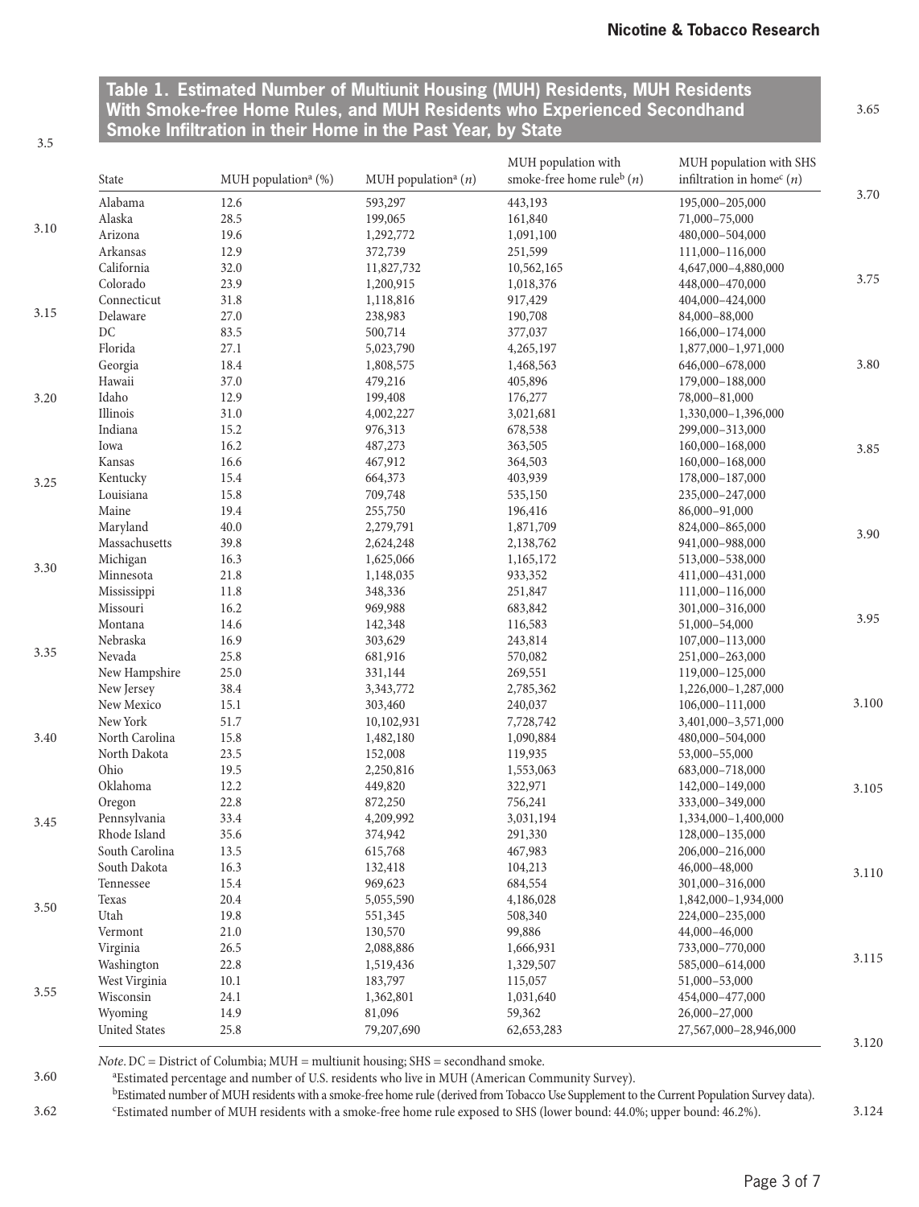**Table 1. Estimated Number of Multiunit Housing (MUH) Residents, MUH Residents With Smoke-free Home Rules, and MUH Residents who Experienced Secondhand Smoke Infiltration in their Home in the Past Year, by State**

| State | MUH population[a] (%) | MUH population[a] ($n$) | MUH population with smoke-free home rule[b] ($n$) | MUH population with SHS infiltration in home[c] ($n$) |
|---|---|---|---|---|
| Alabama | 12.6 | 593,297 | 443,193 | 195,000–205,000 |
| Alaska | 28.5 | 199,065 | 161,840 | 71,000–75,000 |
| Arizona | 19.6 | 1,292,772 | 1,091,100 | 480,000–504,000 |
| Arkansas | 12.9 | 372,739 | 251,599 | 111,000–116,000 |
| California | 32.0 | 11,827,732 | 10,562,165 | 4,647,000–4,880,000 |
| Colorado | 23.9 | 1,200,915 | 1,018,376 | 448,000–470,000 |
| Connecticut | 31.8 | 1,118,816 | 917,429 | 404,000–424,000 |
| Delaware | 27.0 | 238,983 | 190,708 | 84,000–88,000 |
| DC | 83.5 | 500,714 | 377,037 | 166,000–174,000 |
| Florida | 27.1 | 5,023,790 | 4,265,197 | 1,877,000–1,971,000 |
| Georgia | 18.4 | 1,808,575 | 1,468,563 | 646,000–678,000 |
| Hawaii | 37.0 | 479,216 | 405,896 | 179,000–188,000 |
| Idaho | 12.9 | 199,408 | 176,277 | 78,000–81,000 |
| Illinois | 31.0 | 4,002,227 | 3,021,681 | 1,330,000–1,396,000 |
| Indiana | 15.2 | 976,313 | 678,538 | 299,000–313,000 |
| Iowa | 16.2 | 487,273 | 363,505 | 160,000–168,000 |
| Kansas | 16.6 | 467,912 | 364,503 | 160,000–168,000 |
| Kentucky | 15.4 | 664,373 | 403,939 | 178,000–187,000 |
| Louisiana | 15.8 | 709,748 | 535,150 | 235,000–247,000 |
| Maine | 19.4 | 255,750 | 196,416 | 86,000–91,000 |
| Maryland | 40.0 | 2,279,791 | 1,871,709 | 824,000–865,000 |
| Massachusetts | 39.8 | 2,624,248 | 2,138,762 | 941,000–988,000 |
| Michigan | 16.3 | 1,625,066 | 1,165,172 | 513,000–538,000 |
| Minnesota | 21.8 | 1,148,035 | 933,352 | 411,000–431,000 |
| Mississippi | 11.8 | 348,336 | 251,847 | 111,000–116,000 |
| Missouri | 16.2 | 969,988 | 683,842 | 301,000–316,000 |
| Montana | 14.6 | 142,348 | 116,583 | 51,000–54,000 |
| Nebraska | 16.9 | 303,629 | 243,814 | 107,000–113,000 |
| Nevada | 25.8 | 681,916 | 570,082 | 251,000–263,000 |
| New Hampshire | 25.0 | 331,144 | 269,551 | 119,000–125,000 |
| New Jersey | 38.4 | 3,343,772 | 2,785,362 | 1,226,000–1,287,000 |
| New Mexico | 15.1 | 303,460 | 240,037 | 106,000–111,000 |
| New York | 51.7 | 10,102,931 | 7,728,742 | 3,401,000–3,571,000 |
| North Carolina | 15.8 | 1,482,180 | 1,090,884 | 480,000–504,000 |
| North Dakota | 23.5 | 152,008 | 119,935 | 53,000–55,000 |
| Ohio | 19.5 | 2,250,816 | 1,553,063 | 683,000–718,000 |
| Oklahoma | 12.2 | 449,820 | 322,971 | 142,000–149,000 |
| Oregon | 22.8 | 872,250 | 756,241 | 333,000–349,000 |
| Pennsylvania | 33.4 | 4,209,992 | 3,031,194 | 1,334,000–1,400,000 |
| Rhode Island | 35.6 | 374,942 | 291,330 | 128,000–135,000 |
| South Carolina | 13.5 | 615,768 | 467,983 | 206,000–216,000 |
| South Dakota | 16.3 | 132,418 | 104,213 | 46,000–48,000 |
| Tennessee | 15.4 | 969,623 | 684,554 | 301,000–316,000 |
| Texas | 20.4 | 5,055,590 | 4,186,028 | 1,842,000–1,934,000 |
| Utah | 19.8 | 551,345 | 508,340 | 224,000–235,000 |
| Vermont | 21.0 | 130,570 | 99,886 | 44,000–46,000 |
| Virginia | 26.5 | 2,088,886 | 1,666,931 | 733,000–770,000 |
| Washington | 22.8 | 1,519,436 | 1,329,507 | 585,000–614,000 |
| West Virginia | 10.1 | 183,797 | 115,057 | 51,000–53,000 |
| Wisconsin | 24.1 | 1,362,801 | 1,031,640 | 454,000–477,000 |
| Wyoming | 14.9 | 81,096 | 59,362 | 26,000–27,000 |
| United States | 25.8 | 79,207,690 | 62,653,283 | 27,567,000–28,946,000 |

*Note*. DC = District of Columbia; MUH = multiunit housing; SHS = secondhand smoke.

[a]Estimated percentage and number of U.S. residents who live in MUH (American Community Survey).

[b]Estimated number of MUH residents with a smoke-free home rule (derived from Tobacco Use Supplement to the Current Population Survey data).

[c]Estimated number of MUH residents with a smoke-free home rule exposed to SHS (lower bound: 44.0%; upper bound: 46.2%).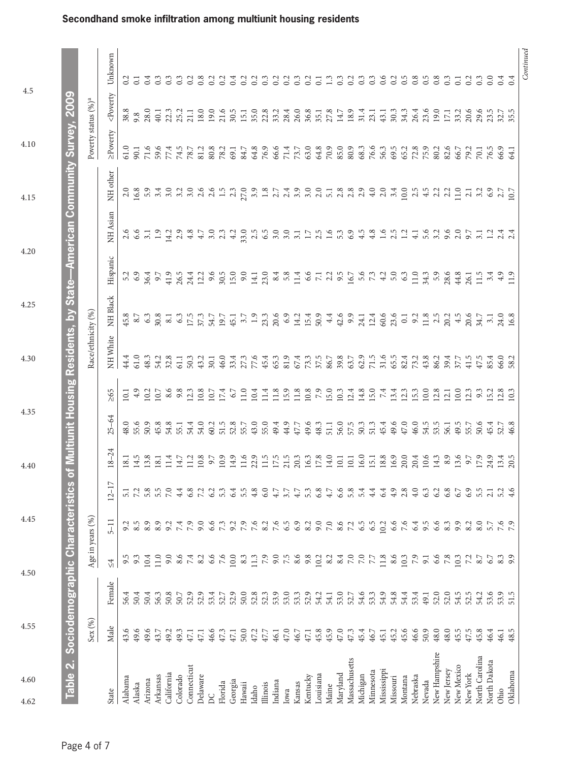## Table 2. Sociodemographic Characteristics of Multiunit Housing Residents, by State—American Community Survey, 2009

| State | Sex (%) | | Age in years (%) | | | | | | Race/ethnicity (%) | | | | | Poverty status (%)[a] | | |
|---|---|---|---|---|---|---|---|---|---|---|---|---|---|---|---|---|
| | Male | Female | ≤4 | 5–11 | 12–17 | 18–24 | 25–64 | ≥65 | NH White | NH Black | Hispanic | NH Asian | NH other | ≥Poverty | <Poverty | Unknown |
| Alabama | 43.6 | 56.4 | 9.5 | 9.2 | 5.1 | 18.1 | 48.0 | 10.1 | 44.4 | 45.8 | 5.2 | 2.6 | 2.0 | 61.0 | 38.8 | 0.2 |
| Alaska | 49.6 | 50.4 | 9.3 | 8.5 | 7.2 | 14.5 | 55.6 | 4.9 | 61.0 | 8.7 | 6.9 | 6.6 | 16.8 | 90.1 | 9.8 | 0.1 |
| Arizona | 49.6 | 50.4 | 10.4 | 8.9 | 5.8 | 13.8 | 50.9 | 10.2 | 48.3 | 6.3 | 36.4 | 3.1 | 5.9 | 71.6 | 28.0 | 0.4 |
| Arkansas | 43.7 | 56.3 | 11.0 | 8.9 | 5.5 | 18.1 | 45.8 | 10.7 | 54.2 | 30.8 | 9.7 | 1.9 | 3.4 | 59.6 | 40.1 | 0.3 |
| California | 49.2 | 50.8 | 9.0 | 9.2 | 7.0 | 11.4 | 54.8 | 8.6 | 32.8 | 8.1 | 41.9 | 14.2 | 3.0 | 77.4 | 22.3 | 0.3 |
| Colorado | 49.3 | 50.7 | 8.6 | 7.4 | 4.4 | 14.7 | 55.1 | 9.8 | 61.1 | 6.3 | 26.5 | 2.9 | 3.2 | 74.5 | 25.2 | 0.3 |
| Connecticut | 47.1 | 52.9 | 7.4 | 7.9 | 6.8 | 11.2 | 54.4 | 12.3 | 50.3 | 17.5 | 24.4 | 4.8 | 3.0 | 78.7 | 21.1 | 0.2 |
| Delaware | 47.1 | 52.9 | 8.2 | 9.0 | 7.2 | 10.8 | 54.0 | 10.8 | 43.2 | 37.3 | 12.2 | 4.7 | 2.6 | 81.2 | 18.0 | 0.8 |
| DC | 46.6 | 53.4 | 6.6 | 6.6 | 6.2 | 9.7 | 60.2 | 10.7 | 30.1 | 54.7 | 9.6 | 3.0 | 2.6 | 80.8 | 19.0 | 0.2 |
| Florida | 47.3 | 52.7 | 7.6 | 7.3 | 5.3 | 10.9 | 51.5 | 17.4 | 46.0 | 19.7 | 30.5 | 2.3 | 1.5 | 78.2 | 21.6 | 0.2 |
| Georgia | 47.1 | 52.9 | 10.0 | 9.2 | 6.4 | 14.9 | 52.8 | 6.7 | 33.4 | 45.1 | 15.0 | 4.2 | 2.3 | 69.1 | 30.5 | 0.4 |
| Hawaii | 50.0 | 50.0 | 8.3 | 7.9 | 5.5 | 11.6 | 55.7 | 11.0 | 27.3 | 3.7 | 9.0 | 33.0 | 27.0 | 84.7 | 15.1 | 0.2 |
| Idaho | 47.2 | 52.8 | 11.3 | 7.6 | 4.8 | 22.9 | 43.0 | 10.4 | 77.6 | 1.9 | 14.1 | 2.5 | 3.9 | 64.8 | 35.0 | 0.2 |
| Illinois | 47.7 | 52.3 | 7.9 | 8.2 | 6.0 | 11.5 | 55.0 | 11.4 | 45.4 | 23.3 | 23.0 | 6.5 | 1.8 | 76.9 | 22.8 | 0.3 |
| Indiana | 46.1 | 53.9 | 9.0 | 7.6 | 4.7 | 17.5 | 49.4 | 11.8 | 65.3 | 20.6 | 8.4 | 3.0 | 2.7 | 66.6 | 33.2 | 0.2 |
| Iowa | 47.0 | 53.0 | 7.5 | 6.5 | 3.7 | 21.5 | 44.9 | 15.9 | 81.9 | 6.9 | 5.8 | 3.0 | 2.4 | 71.4 | 28.4 | 0.2 |
| Kansas | 46.7 | 53.3 | 8.6 | 6.9 | 4.7 | 20.3 | 47.7 | 11.8 | 67.4 | 14.2 | 11.4 | 3.1 | 3.9 | 73.7 | 26.0 | 0.3 |
| Kentucky | 47.1 | 52.9 | 9.8 | 8.2 | 5.3 | 16.3 | 49.6 | 10.8 | 73.3 | 15.4 | 6.6 | 1.7 | 3.0 | 63.0 | 36.8 | 0.2 |
| Louisiana | 45.8 | 54.2 | 10.2 | 9.0 | 6.8 | 17.8 | 48.3 | 7.9 | 37.5 | 50.9 | 7.1 | 2.5 | 2.0 | 64.8 | 35.1 | 0.1 |
| Maine | 45.9 | 54.1 | 8.2 | 7.0 | 4.7 | 14.0 | 51.1 | 15.0 | 86.7 | 4.4 | 2.2 | 1.6 | 5.1 | 70.9 | 27.8 | 1.3 |
| Maryland | 47.0 | 53.0 | 8.4 | 8.6 | 6.6 | 10.1 | 56.0 | 10.3 | 39.8 | 42.6 | 9.5 | 5.3 | 2.8 | 85.0 | 14.7 | 0.3 |
| Massachusetts | 47.3 | 52.7 | 7.0 | 7.2 | 5.8 | 10.1 | 57.5 | 12.4 | 63.7 | 9.9 | 16.7 | 6.9 | 2.8 | 80.9 | 18.9 | 0.2 |
| Michigan | 45.4 | 54.6 | 7.0 | 6.5 | 5.4 | 16.0 | 50.3 | 14.8 | 62.9 | 24.1 | 5.6 | 4.5 | 2.9 | 68.3 | 31.4 | 0.3 |
| Minnesota | 46.7 | 53.3 | 7.7 | 6.5 | 4.4 | 15.1 | 51.3 | 15.0 | 71.5 | 12.4 | 7.3 | 4.8 | 4.0 | 76.6 | 23.1 | 0.3 |
| Mississippi | 45.1 | 54.9 | 11.8 | 10.2 | 6.4 | 18.8 | 45.4 | 7.4 | 31.6 | 60.6 | 4.2 | 1.6 | 2.0 | 56.3 | 43.1 | 0.6 |
| Missouri | 45.2 | 54.8 | 8.6 | 6.6 | 4.9 | 16.9 | 49.6 | 13.4 | 65.5 | 23.6 | 5.0 | 2.5 | 3.4 | 69.5 | 30.3 | 0.2 |
| Montana | 45.6 | 54.4 | 10.3 | 7.6 | 2.8 | 20.0 | 47.0 | 12.3 | 82.4 | 0.1 | 6.3 | 1.2 | 10.0 | 65.2 | 34.3 | 0.5 |
| Nebraska | 46.6 | 53.4 | 7.9 | 6.4 | 4.0 | 20.4 | 46.0 | 15.3 | 73.2 | 9.2 | 11.0 | 4.1 | 2.5 | 72.8 | 26.4 | 0.8 |
| Nevada | 50.9 | 49.1 | 9.1 | 9.5 | 6.3 | 10.6 | 54.5 | 10.0 | 43.8 | 11.8 | 34.3 | 5.6 | 4.5 | 75.9 | 23.6 | 0.5 |
| New Hampshire | 48.0 | 52.0 | 6.6 | 6.6 | 6.2 | 14.3 | 53.5 | 12.8 | 86.2 | 2.5 | 5.9 | 3.2 | 2.2 | 80.2 | 19.0 | 0.8 |
| New Jersey | 48.0 | 52.0 | 7.8 | 8.3 | 6.8 | 8.9 | 56.1 | 12.1 | 39.4 | 20.2 | 28.6 | 9.6 | 2.2 | 82.6 | 17.1 | 0.3 |
| New Mexico | 45.5 | 54.5 | 10.3 | 9.9 | 6.7 | 13.6 | 49.5 | 10.0 | 37.7 | 4.5 | 44.8 | 2.0 | 11.0 | 66.7 | 33.2 | 0.1 |
| New York | 47.5 | 52.5 | 7.2 | 8.2 | 6.9 | 9.7 | 55.7 | 12.3 | 41.5 | 20.6 | 26.1 | 9.7 | 2.1 | 79.2 | 20.6 | 0.2 |
| North Carolina | 45.8 | 54.2 | 8.7 | 8.0 | 5.5 | 17.9 | 50.6 | 9.3 | 47.5 | 34.7 | 11.5 | 3.1 | 3.2 | 70.1 | 29.6 | 0.3 |
| North Dakota | 46.4 | 53.6 | 6.7 | 5.7 | 2.1 | 24.9 | 45.4 | 15.2 | 85.4 | 3.1 | 3.4 | 1.2 | 6.9 | 76.5 | 23.5 | 0.0 |
| Ohio | 46.1 | 53.9 | 8.3 | 7.6 | 5.2 | 13.4 | 52.7 | 12.8 | 66.0 | 24.0 | 4.9 | 2.4 | 2.7 | 66.9 | 32.7 | 0.4 |
| Oklahoma | 48.5 | 51.5 | 9.9 | 7.9 | 4.6 | 20.5 | 46.8 | 10.3 | 58.2 | 16.8 | 11.9 | 2.4 | 10.7 | 64.1 | 35.5 | 0.4 |

*Continued*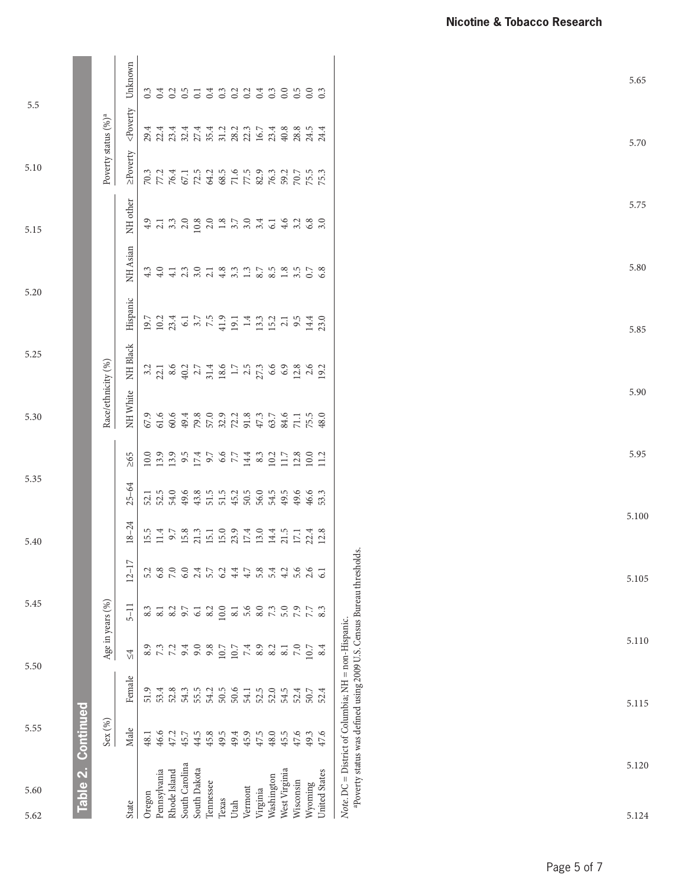**Table 2. Continued**

| State | Sex (%) | | Age in years (%) | | | | | | Race/ethnicity (%) | | | | | Poverty status (%)[a] | | |
|---|---|---|---|---|---|---|---|---|---|---|---|---|---|---|---|---|
| | Male | Female | ≤4 | 5–11 | 12–17 | 18–24 | 25–64 | ≥65 | NH White | NH Black | Hispanic | NH Asian | NH other | ≥Poverty | <Poverty | Unknown |
| Oregon | 48.1 | 51.9 | 8.9 | 8.3 | 5.2 | 15.5 | 52.1 | 10.0 | 67.9 | 3.2 | 19.7 | 4.3 | 4.9 | 70.3 | 29.4 | 0.3 |
| Pennsylvania | 46.6 | 53.4 | 7.3 | 8.1 | 6.8 | 11.4 | 52.5 | 13.9 | 61.6 | 22.1 | 10.2 | 4.0 | 2.1 | 77.2 | 22.4 | 0.4 |
| Rhode Island | 47.2 | 52.8 | 7.2 | 8.2 | 7.0 | 9.7 | 54.0 | 13.9 | 60.6 | 8.6 | 23.4 | 4.1 | 3.3 | 76.4 | 23.4 | 0.2 |
| South Carolina | 45.7 | 54.3 | 9.4 | 9.7 | 6.0 | 15.8 | 49.6 | 9.5 | 49.4 | 40.2 | 6.1 | 2.3 | 2.0 | 67.1 | 32.4 | 0.5 |
| South Dakota | 44.5 | 55.5 | 9.0 | 6.1 | 2.4 | 21.3 | 43.8 | 17.4 | 79.8 | 2.7 | 3.7 | 3.0 | 10.8 | 72.5 | 27.4 | 0.1 |
| Tennessee | 45.8 | 54.2 | 9.8 | 8.2 | 5.7 | 15.1 | 51.5 | 9.7 | 57.0 | 31.4 | 7.5 | 2.1 | 2.0 | 64.2 | 35.4 | 0.4 |
| Texas | 49.5 | 50.5 | 10.7 | 10.0 | 6.2 | 15.0 | 51.5 | 6.6 | 32.9 | 18.6 | 41.9 | 4.8 | 1.8 | 68.5 | 31.2 | 0.3 |
| Utah | 49.4 | 50.6 | 10.7 | 8.1 | 4.4 | 23.9 | 45.2 | 7.7 | 72.2 | 1.7 | 19.1 | 3.3 | 3.7 | 71.6 | 28.2 | 0.2 |
| Vermont | 45.9 | 54.1 | 7.4 | 5.6 | 4.7 | 17.4 | 50.5 | 14.4 | 91.8 | 2.5 | 1.4 | 1.3 | 3.0 | 77.5 | 22.3 | 0.2 |
| Virginia | 47.5 | 52.5 | 8.9 | 8.0 | 5.8 | 13.0 | 56.0 | 8.3 | 47.3 | 27.3 | 13.3 | 8.7 | 3.4 | 82.9 | 16.7 | 0.4 |
| Washington | 48.0 | 52.0 | 8.2 | 7.3 | 5.4 | 14.4 | 54.5 | 10.2 | 63.7 | 6.6 | 15.2 | 8.5 | 6.1 | 76.3 | 23.4 | 0.3 |
| West Virginia | 45.5 | 54.5 | 8.1 | 5.0 | 4.2 | 21.5 | 49.5 | 11.7 | 84.6 | 6.9 | 2.1 | 1.8 | 4.6 | 59.2 | 40.8 | 0.0 |
| Wisconsin | 47.6 | 52.4 | 7.0 | 7.9 | 5.6 | 17.1 | 49.6 | 12.8 | 71.1 | 12.8 | 9.5 | 3.5 | 3.2 | 70.7 | 28.8 | 0.5 |
| Wyoming | 49.3 | 50.7 | 10.7 | 7.7 | 2.6 | 22.4 | 46.6 | 10.0 | 75.5 | 2.6 | 14.4 | 0.7 | 6.8 | 75.5 | 24.5 | 0.0 |
| United States | 47.6 | 52.4 | 8.4 | 8.3 | 6.1 | 12.8 | 53.3 | 11.2 | 48.0 | 19.2 | 23.0 | 6.8 | 3.0 | 75.3 | 24.4 | 0.3 |

*Note.* DC = District of Columbia; NH = non-Hispanic.
[a]Poverty status was defined using 2009 U.S. Census Bureau thresholds.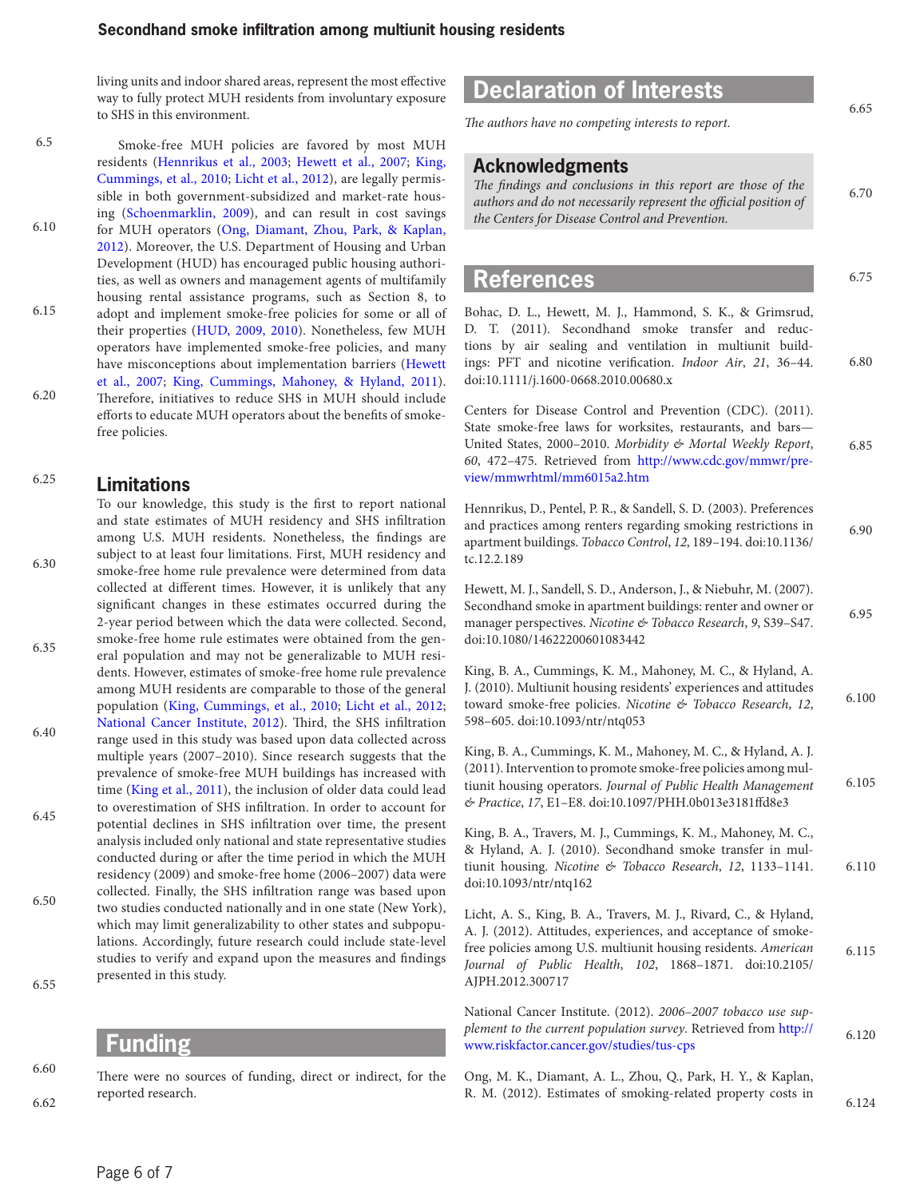living units and indoor shared areas, represent the most effective way to fully protect MUH residents from involuntary exposure to SHS in this environment.

Smoke-free MUH policies are favored by most MUH residents (Hennrikus et al., 2003; Hewett et al., 2007; King, Cummings, et al., 2010; Licht et al., 2012), are legally permissible in both government-subsidized and market-rate housing (Schoenmarklin, 2009), and can result in cost savings for MUH operators (Ong, Diamant, Zhou, Park, & Kaplan, 2012). Moreover, the U.S. Department of Housing and Urban Development (HUD) has encouraged public housing authorities, as well as owners and management agents of multifamily housing rental assistance programs, such as Section 8, to adopt and implement smoke-free policies for some or all of their properties (HUD, 2009, 2010). Nonetheless, few MUH operators have implemented smoke-free policies, and many have misconceptions about implementation barriers (Hewett et al., 2007; King, Cummings, Mahoney, & Hyland, 2011). Therefore, initiatives to reduce SHS in MUH should include efforts to educate MUH operators about the benefits of smoke-free policies.

## Limitations

To our knowledge, this study is the first to report national and state estimates of MUH residency and SHS infiltration among U.S. MUH residents. Nonetheless, the findings are subject to at least four limitations. First, MUH residency and smoke-free home rule prevalence were determined from data collected at different times. However, it is unlikely that any significant changes in these estimates occurred during the 2-year period between which the data were collected. Second, smoke-free home rule estimates were obtained from the general population and may not be generalizable to MUH residents. However, estimates of smoke-free home rule prevalence among MUH residents are comparable to those of the general population (King, Cummings, et al., 2010; Licht et al., 2012; National Cancer Institute, 2012). Third, the SHS infiltration range used in this study was based upon data collected across multiple years (2007–2010). Since research suggests that the prevalence of smoke-free MUH buildings has increased with time (King et al., 2011), the inclusion of older data could lead to overestimation of SHS infiltration. In order to account for potential declines in SHS infiltration over time, the present analysis included only national and state representative studies conducted during or after the time period in which the MUH residency (2009) and smoke-free home (2006–2007) data were collected. Finally, the SHS infiltration range was based upon two studies conducted nationally and in one state (New York), which may limit generalizability to other states and subpopulations. Accordingly, future research could include state-level studies to verify and expand upon the measures and findings presented in this study.

## Funding

There were no sources of funding, direct or indirect, for the reported research.

## Declaration of Interests

*The authors have no competing interests to report.*

## Acknowledgments

*The findings and conclusions in this report are those of the authors and do not necessarily represent the official position of the Centers for Disease Control and Prevention.*

## References

Bohac, D. L., Hewett, M. J., Hammond, S. K., & Grimsrud, D. T. (2011). Secondhand smoke transfer and reductions by air sealing and ventilation in multiunit buildings: PFT and nicotine verification. *Indoor Air*, *21*, 36–44. doi:10.1111/j.1600-0668.2010.00680.x

Centers for Disease Control and Prevention (CDC). (2011). State smoke-free laws for worksites, restaurants, and bars—United States, 2000–2010. *Morbidity & Mortal Weekly Report*, *60*, 472–475. Retrieved from http://www.cdc.gov/mmwr/preview/mmwrhtml/mm6015a2.htm

Hennrikus, D., Pentel, P. R., & Sandell, S. D. (2003). Preferences and practices among renters regarding smoking restrictions in apartment buildings. *Tobacco Control*, *12*, 189–194. doi:10.1136/tc.12.2.189

Hewett, M. J., Sandell, S. D., Anderson, J., & Niebuhr, M. (2007). Secondhand smoke in apartment buildings: renter and owner or manager perspectives. *Nicotine & Tobacco Research*, *9*, S39–S47. doi:10.1080/14622200601083442

King, B. A., Cummings, K. M., Mahoney, M. C., & Hyland, A. J. (2010). Multiunit housing residents' experiences and attitudes toward smoke-free policies. *Nicotine & Tobacco Research*, *12*, 598–605. doi:10.1093/ntr/ntq053

King, B. A., Cummings, K. M., Mahoney, M. C., & Hyland, A. J. (2011). Intervention to promote smoke-free policies among multiunit housing operators. *Journal of Public Health Management & Practice*, *17*, E1–E8. doi:10.1097/PHH.0b013e3181ffd8e3

King, B. A., Travers, M. J., Cummings, K. M., Mahoney, M. C., & Hyland, A. J. (2010). Secondhand smoke transfer in multiunit housing. *Nicotine & Tobacco Research*, *12*, 1133–1141. doi:10.1093/ntr/ntq162

Licht, A. S., King, B. A., Travers, M. J., Rivard, C., & Hyland, A. J. (2012). Attitudes, experiences, and acceptance of smoke-free policies among U.S. multiunit housing residents. *American Journal of Public Health*, *102*, 1868–1871. doi:10.2105/AJPH.2012.300717

National Cancer Institute. (2012). *2006–2007 tobacco use supplement to the current population survey*. Retrieved from http://www.riskfactor.cancer.gov/studies/tus-cps

Ong, M. K., Diamant, A. L., Zhou, Q., Park, H. Y., & Kaplan, R. M. (2012). Estimates of smoking-related property costs in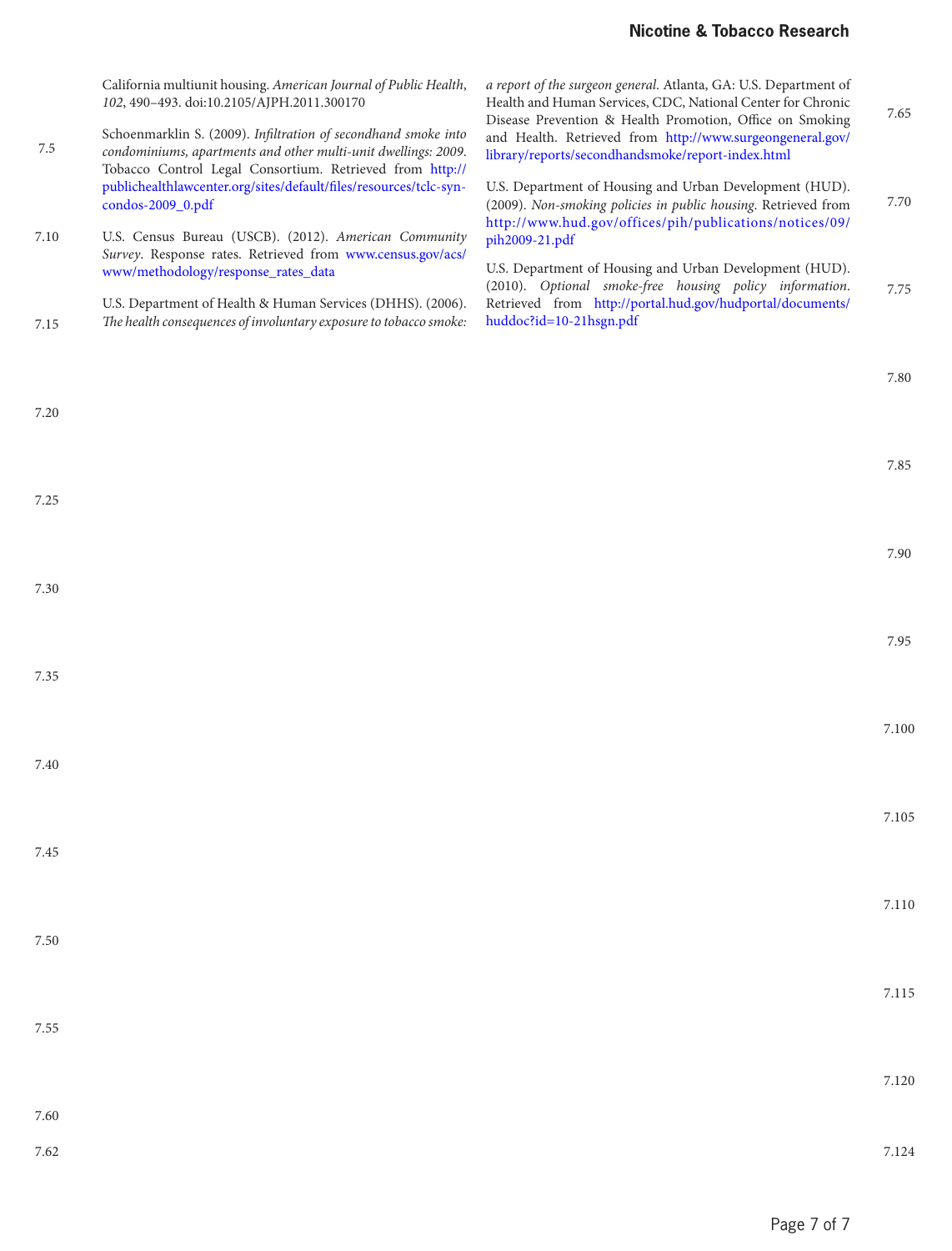California multiunit housing. *American Journal of Public Health*, *102*, 490–493. doi:10.2105/AJPH.2011.300170

Schoenmarklin S. (2009). *Infiltration of secondhand smoke into condominiums, apartments and other multi-unit dwellings: 2009*. Tobacco Control Legal Consortium. Retrieved from http://publichealthlawcenter.org/sites/default/files/resources/tclc-syn-condos-2009_0.pdf

U.S. Census Bureau (USCB). (2012). *American Community Survey*. Response rates. Retrieved from www.census.gov/acs/www/methodology/response_rates_data

U.S. Department of Health & Human Services (DHHS). (2006). *The health consequences of involuntary exposure to tobacco smoke: a report of the surgeon general*. Atlanta, GA: U.S. Department of Health and Human Services, CDC, National Center for Chronic Disease Prevention & Health Promotion, Office on Smoking and Health. Retrieved from http://www.surgeongeneral.gov/library/reports/secondhandsmoke/report-index.html

U.S. Department of Housing and Urban Development (HUD). (2009). *Non-smoking policies in public housing*. Retrieved from http://www.hud.gov/offices/pih/publications/notices/09/pih2009-21.pdf

U.S. Department of Housing and Urban Development (HUD). (2010). *Optional smoke-free housing policy information*. Retrieved from http://portal.hud.gov/hudportal/documents/huddoc?id=10-21hsgn.pdf